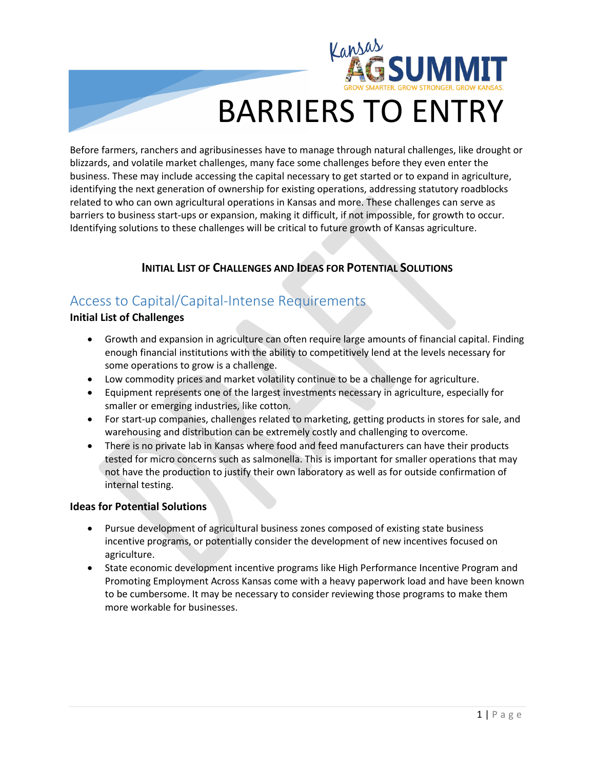# BARRIERS TO ENTRY

Before farmers, ranchers and agribusinesses have to manage through natural challenges, like drought or blizzards, and volatile market challenges, many face some challenges before they even enter the business. These may include accessing the capital necessary to get started or to expand in agriculture, identifying the next generation of ownership for existing operations, addressing statutory roadblocks related to who can own agricultural operations in Kansas and more. These challenges can serve as barriers to business start-ups or expansion, making it difficult, if not impossible, for growth to occur. Identifying solutions to these challenges will be critical to future growth of Kansas agriculture.

**INITIAL LIST OF CHALLENGES AND IDEAS FOR POTENTIAL SOLUTIONS**

## Access to Capital/Capital-Intense Requirements

### Initial List of Challenges

- Growth and expansion in agriculture can often require large amounts of financial capital. Finding enough financial institutions with the ability to competitively lend at the levels necessary for some operations to grow is a challenge.
- Low commodity prices and market volatility continue to be a challenge for agriculture.
- Equipment represents one of the largest investments necessary in agriculture, especially for smaller or emerging industries, like cotton.
- For start-up companies, challenges related to marketing, getting products in stores for sale, and warehousing and distribution can be extremely costly and challenging to overcome.
- There is no private lab in Kansas where food and feed manufacturers can have their products tested for micro concerns such as salmonella. This is important for smaller operations that may not have the production to justify their own laboratory as well as for outside confirmation of internal testing.

### Ideas for Potential Solutions

- Pursue development of agricultural business zones composed of existing state business incentive programs, or potentially consider the development of new incentives focused on agriculture.
- State economic development incentive programs like High Performance Incentive Program and Promoting Employment Across Kansas come with a heavy paperwork load and have been known to be cumbersome. It may be necessary to consider reviewing those programs to make them more workable for businesses.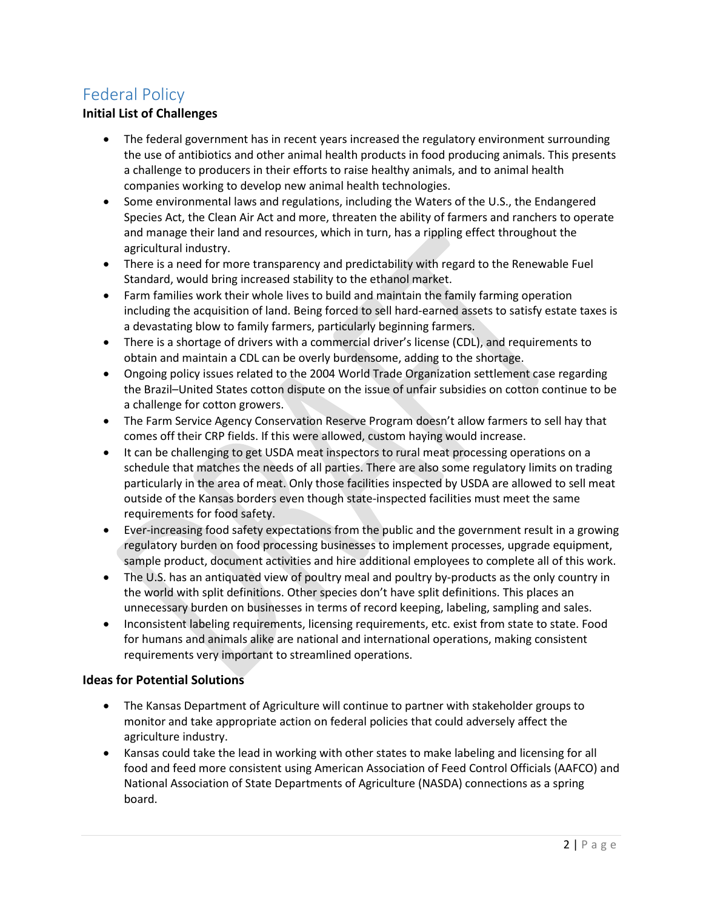## Federal Policy

### Initial List of Challenges

- The federal government has in recent years increased the regulatory environment surrounding the use of antibiotics and other animal health products in food producing animals. This presents a challenge to producers in their efforts to raise healthy animals, and to animal health companies working to develop new animal health technologies.
- Some environmental laws and regulations, including the Waters of the U.S., the Endangered Species Act, the Clean Air Act and more, threaten the ability of farmers and ranchers to operate and manage their land and resources, which in turn, has a rippling effect throughout the agricultural industry.
- There is a need for more transparency and predictability with regard to the Renewable Fuel Standard, would bring increased stability to the ethanol market.
- Farm families work their whole lives to build and maintain the family farming operation including the acquisition of land. Being forced to sell hard-earned assets to satisfy estate taxes is a devastating blow to family farmers, particularly beginning farmers.
- There is a shortage of drivers with a commercial driver's license (CDL), and requirements to obtain and maintain a CDL can be overly burdensome, adding to the shortage.
- Ongoing policy issues related to the 2004 World Trade Organization settlement case regarding the Brazil–United States cotton dispute on the issue of unfair subsidies on cotton continue to be a challenge for cotton growers.
- The Farm Service Agency Conservation Reserve Program doesn't allow farmers to sell hay that comes off their CRP fields. If this were allowed, custom haying would increase.
- It can be challenging to get USDA meat inspectors to rural meat processing operations on a schedule that matches the needs of all parties. There are also some regulatory limits on trading particularly in the area of meat. Only those facilities inspected by USDA are allowed to sell meat outside of the Kansas borders even though state-inspected facilities must meet the same requirements for food safety.
- Ever-increasing food safety expectations from the public and the government result in a growing regulatory burden on food processing businesses to implement processes, upgrade equipment, sample product, document activities and hire additional employees to complete all of this work.
- The U.S. has an antiquated view of poultry meal and poultry by-products as the only country in the world with split definitions. Other species don't have split definitions. This places an unnecessary burden on businesses in terms of record keeping, labeling, sampling and sales.
- Inconsistent labeling requirements, licensing requirements, etc. exist from state to state. Food for humans and animals alike are national and international operations, making consistent requirements very important to streamlined operations.

### Ideas for Potential Solutions

- The Kansas Department of Agriculture will continue to partner with stakeholder groups to monitor and take appropriate action on federal policies that could adversely affect the agriculture industry.
- Kansas could take the lead in working with other states to make labeling and licensing for all food and feed more consistent using American Association of Feed Control Officials (AAFCO) and National Association of State Departments of Agriculture (NASDA) connections as a spring board.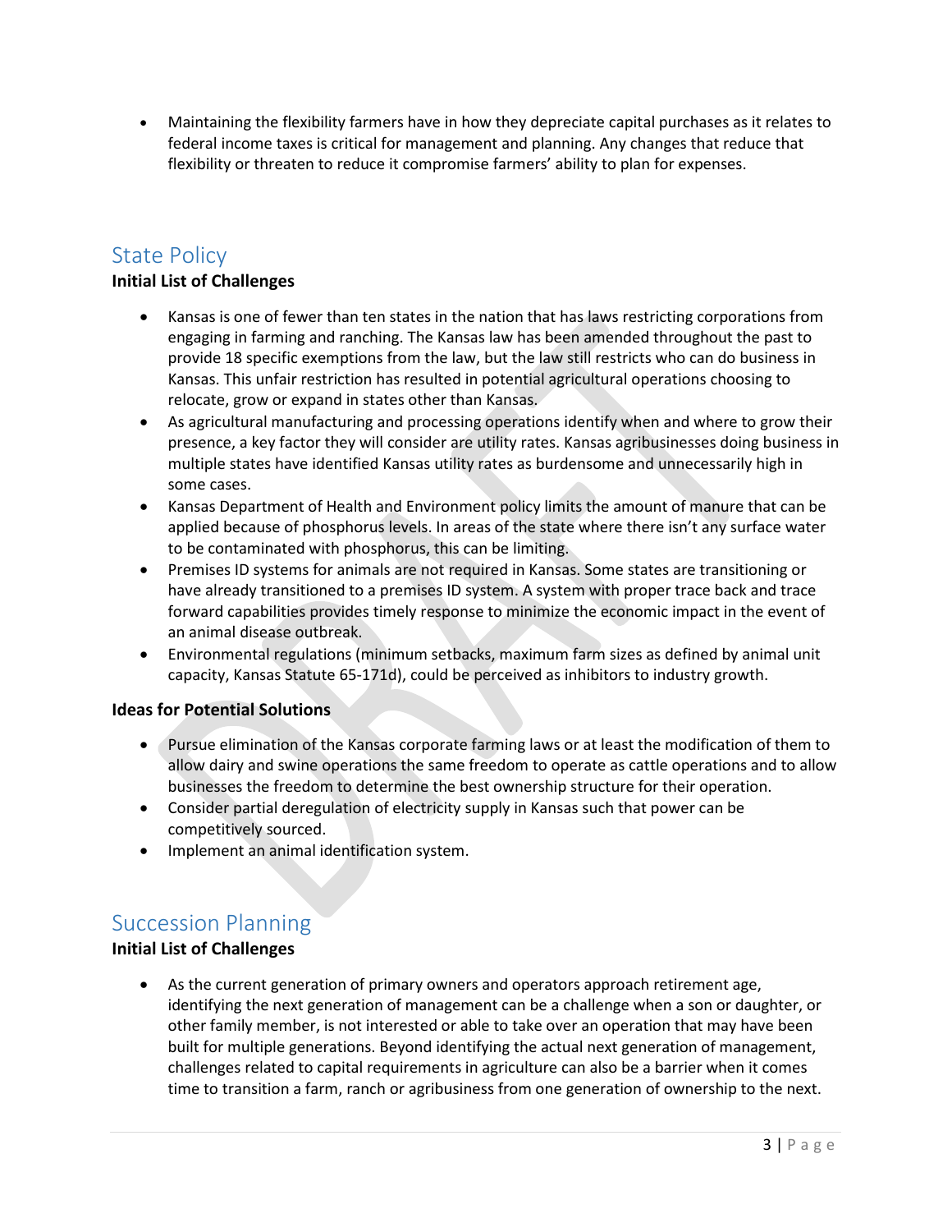- Maintaining the flexibility farmers have in how they depreciate capital purchases as it relates to federal income taxes is critical for management and planning. Any changes that reduce that flexibility or threaten to reduce it compromise farmers' ability to plan for expenses.

## State Policy

**Initial List of Challenges**

- Kansas is one of fewer than ten states in the nation that has laws restricting corporations from engaging in farming and ranching. The Kansas law has been amended throughout the past to provide 18 specific exemptions from the law, but the law still restricts who can do business in Kansas. This unfair restriction has resulted in potential agricultural operations choosing to relocate, grow or expand in states other than Kansas.
- As agricultural manufacturing and processing operations identify when and where to grow their presence, a key factor they will consider are utility rates. Kansas agribusinesses doing business in multiple states have identified Kansas utility rates as burdensome and unnecessarily high in some cases.
- Kansas Department of Health and Environment policy limits the amount of manure that can be applied because of phosphorus levels. In areas of the state where there isn't any surface water to be contaminated with phosphorus, this can be limiting.
- Premises ID systems for animals are not required in Kansas. Some states are transitioning or have already transitioned to a premises ID system. A system with proper trace back and trace forward capabilities provides timely response to minimize the economic impact in the event of an animal disease outbreak.
- Environmental regulations (minimum setbacks, maximum farm sizes as defined by animal unit capacity, Kansas Statute 65-171d), could be perceived as inhibitors to industry growth.

**Ideas for Potential Solutions**

- Pursue elimination of the Kansas corporate farming laws or at least the modification of them to allow dairy and swine operations the same freedom to operate as cattle operations and to allow businesses the freedom to determine the best ownership structure for their operation.
- Consider partial deregulation of electricity supply in Kansas such that power can be competitively sourced.
- Implement an animal identification system.

## Succession Planning

**Initial List of Challenges**

- As the current generation of primary owners and operators approach retirement age, identifying the next generation of management can be a challenge when a son or daughter, or other family member, is not interested or able to take over an operation that may have been built for multiple generations. Beyond identifying the actual next generation of management, challenges related to capital requirements in agriculture can also be a barrier when it comes time to transition a farm, ranch or agribusiness from one generation of ownership to the next.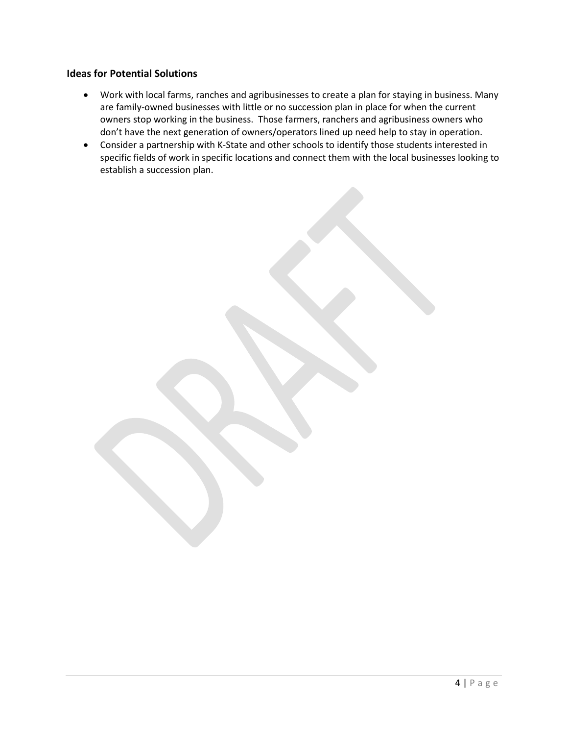### Ideas for Potential Solutions

- Work with local farms, ranches and agribusinesses to create a plan for staying in business. Many are family-owned businesses with little or no succession plan in place for when the current owners stop working in the business. Those farmers, ranchers and agribusiness owners who don't have the next generation of owners/operators lined up need help to stay in operation.
- Consider a partnership with K-State and other schools to identify those students interested in specific fields of work in specific locations and connect them with the local businesses looking to establish a succession plan.